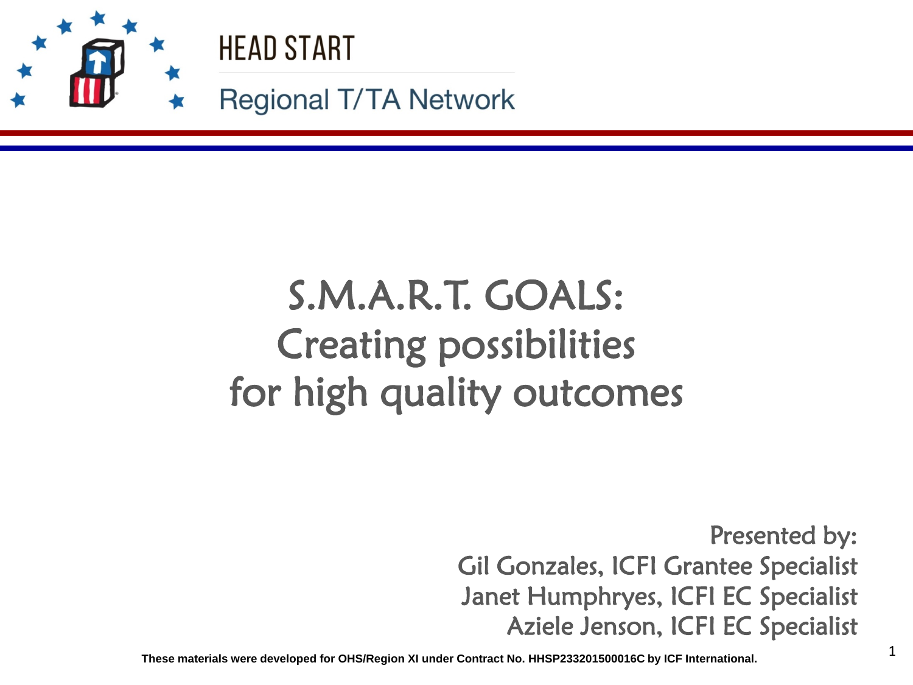HEAD START

Regional T/TA Network

# S.M.A.R.T. GOALS: Creating possibilities for high quality outcomes

Presented by:
Gil Gonzales, ICFI Grantee Specialist
Janet Humphryes, ICFI EC Specialist
Aziele Jenson, ICFI EC Specialist

**These materials were developed for OHS/Region XI under Contract No. HHSP233201500016C by ICF International.**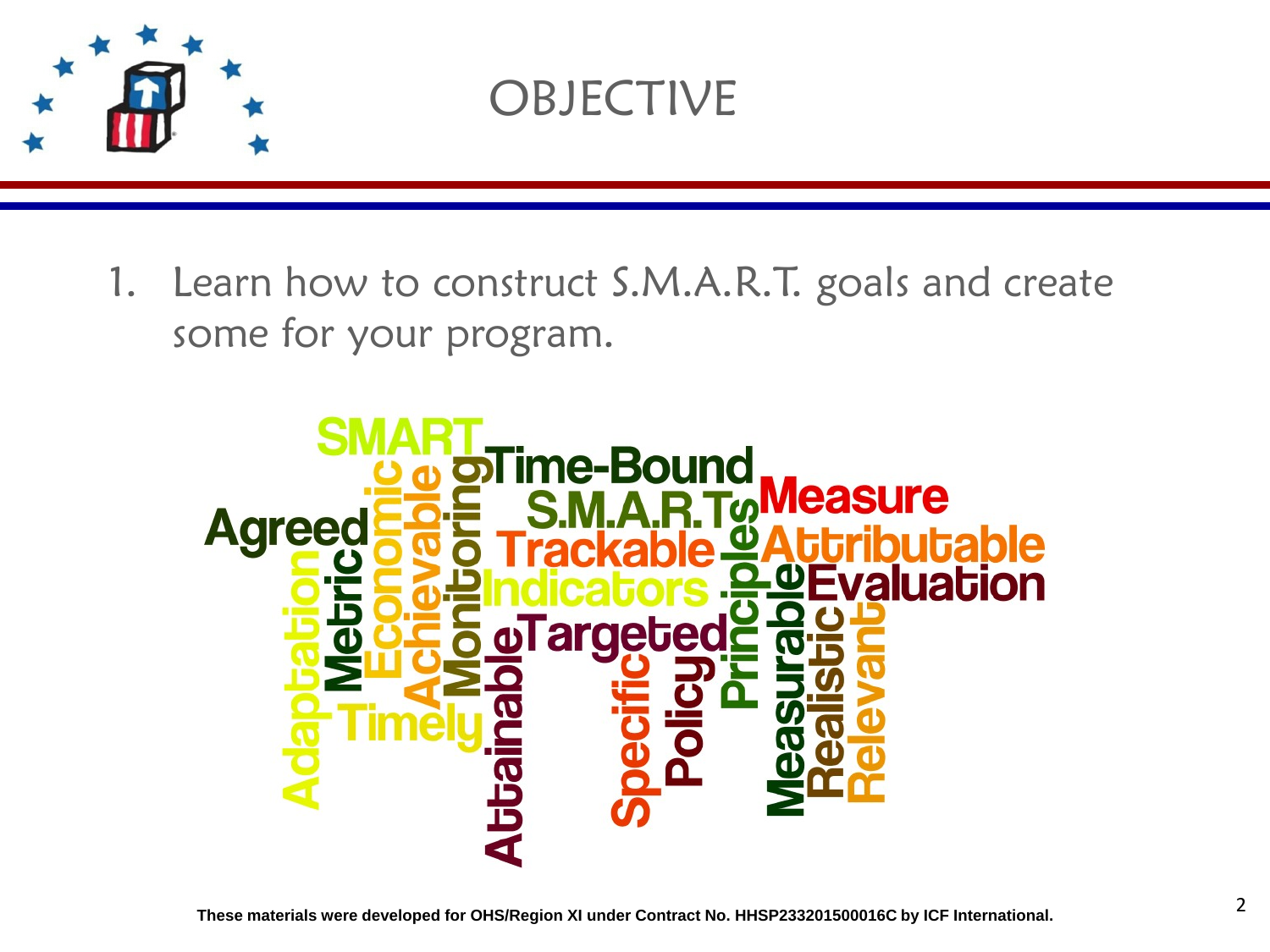# OBJECTIVE

1. Learn how to construct S.M.A.R.T. goals and create some for your program.

These materials were developed for OHS/Region XI under Contract No. HHSP233201500016C by ICF International.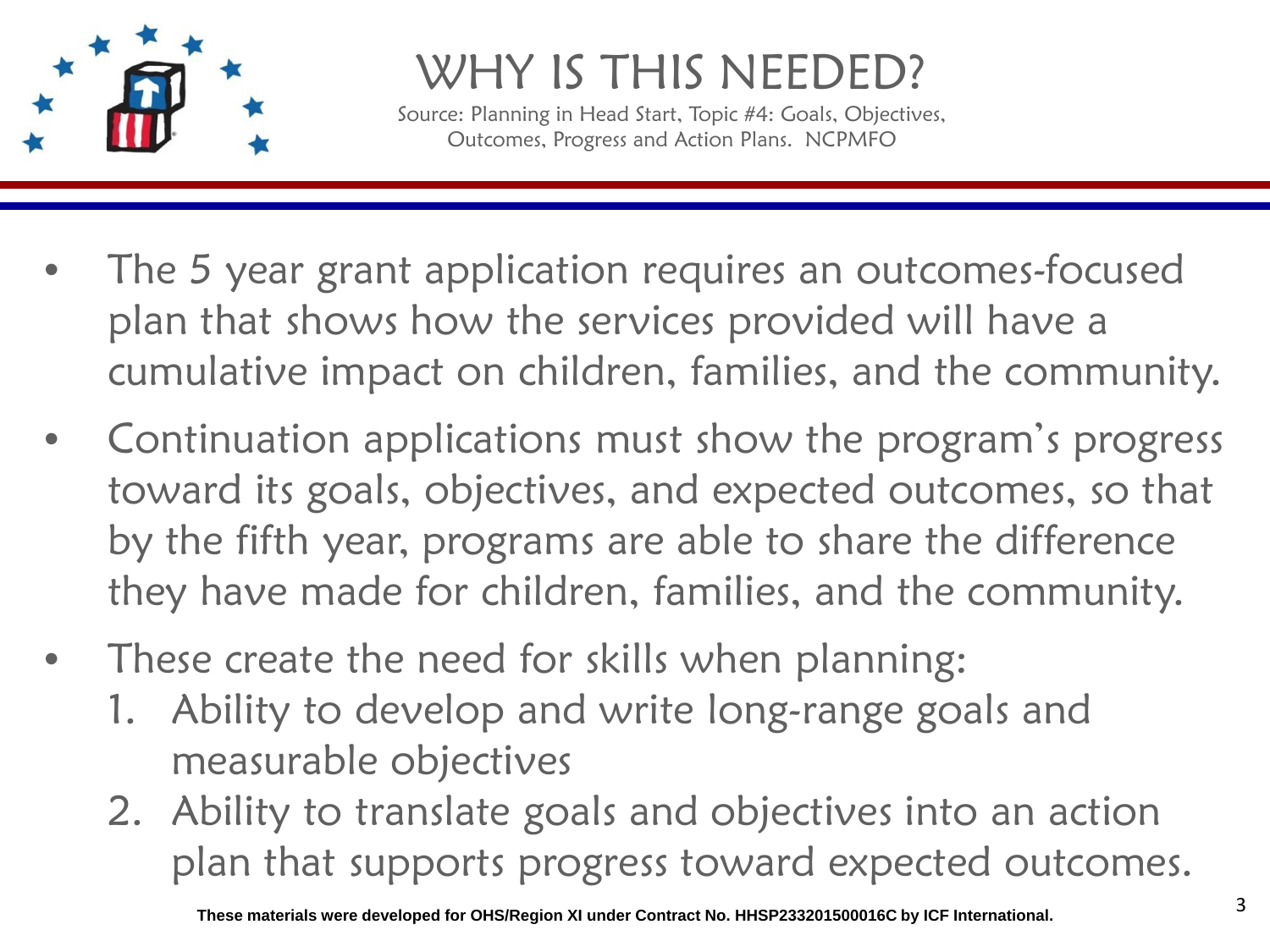# WHY IS THIS NEEDED?

Source: Planning in Head Start, Topic #4: Goals, Objectives, Outcomes, Progress and Action Plans. NCPMFO

- The 5 year grant application requires an outcomes-focused plan that shows how the services provided will have a cumulative impact on children, families, and the community.
- Continuation applications must show the program's progress toward its goals, objectives, and expected outcomes, so that by the fifth year, programs are able to share the difference they have made for children, families, and the community.
- These create the need for skills when planning:
  1. Ability to develop and write long-range goals and measurable objectives
  2. Ability to translate goals and objectives into an action plan that supports progress toward expected outcomes.

**These materials were developed for OHS/Region XI under Contract No. HHSP233201500016C by ICF International.**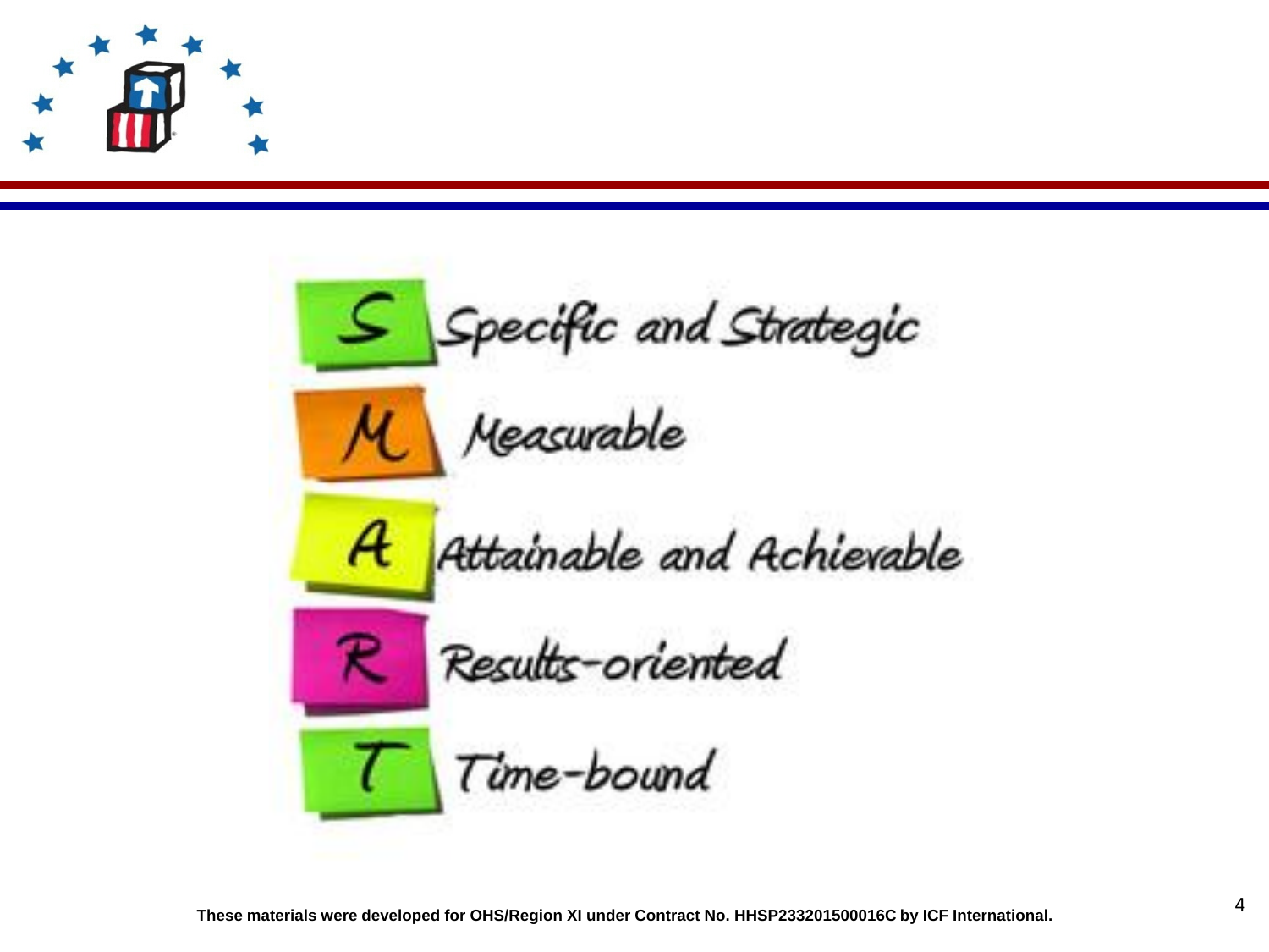- **S** Specific and Strategic
- **M** Measurable
- **A** Attainable and Achievable
- **R** Results-oriented
- **T** Time-bound

These materials were developed for OHS/Region XI under Contract No. HHSP233201500016C by ICF International.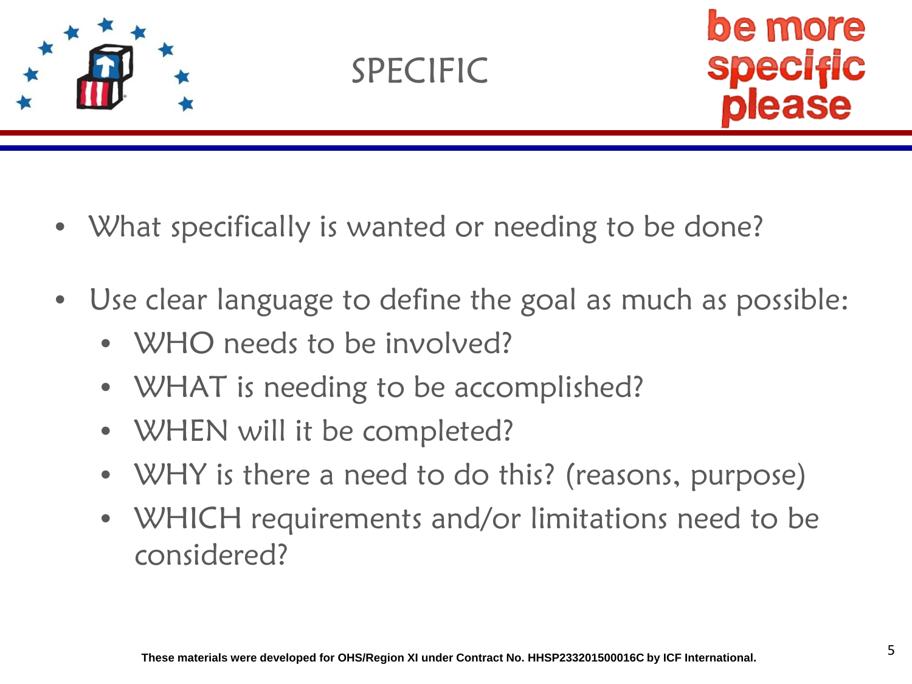# SPECIFIC

be more specific please

- What specifically is wanted or needing to be done?
- Use clear language to define the goal as much as possible:
  - WHO needs to be involved?
  - WHAT is needing to be accomplished?
  - WHEN will it be completed?
  - WHY is there a need to do this? (reasons, purpose)
  - WHICH requirements and/or limitations need to be considered?

**These materials were developed for OHS/Region XI under Contract No. HHSP233201500016C by ICF International.**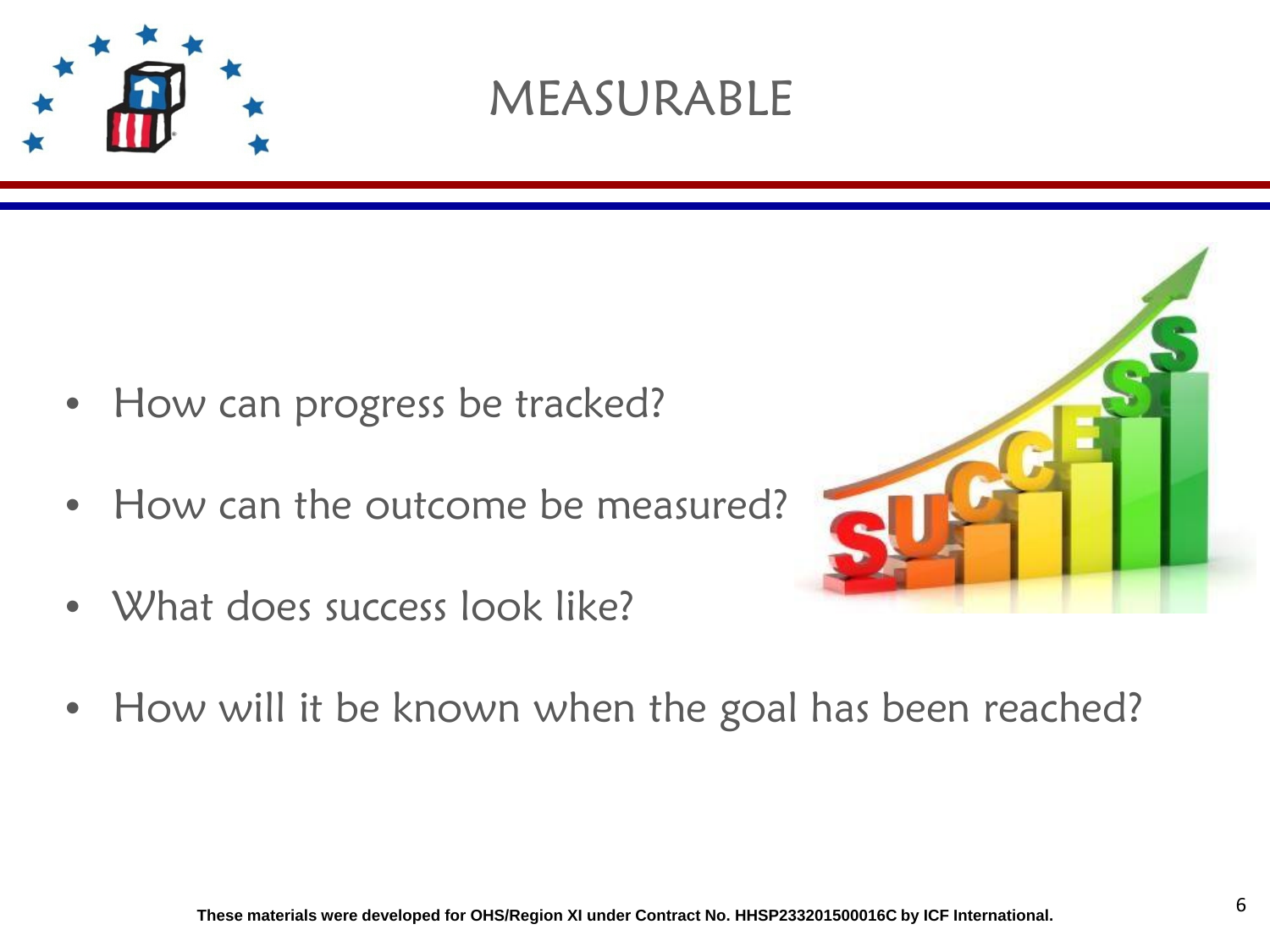# MEASURABLE

- How can progress be tracked?
- How can the outcome be measured?
- What does success look like?
- How will it be known when the goal has been reached?

**These materials were developed for OHS/Region XI under Contract No. HHSP233201500016C by ICF International.**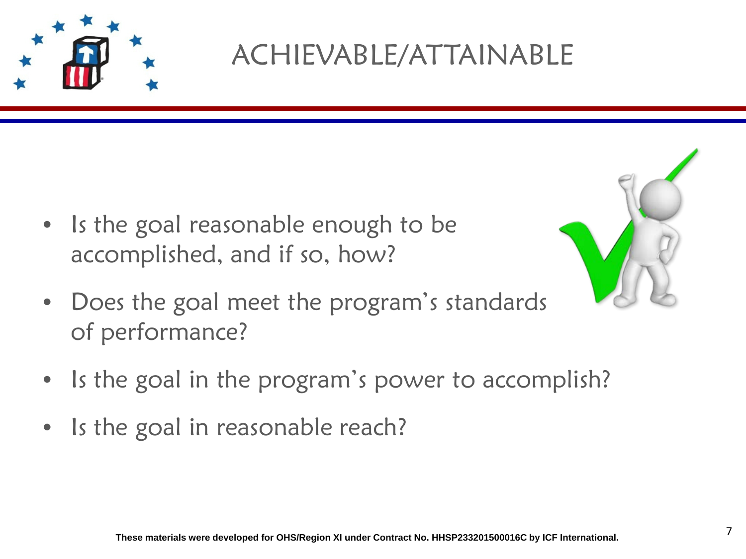# ACHIEVABLE/ATTAINABLE

- Is the goal reasonable enough to be accomplished, and if so, how?
- Does the goal meet the program's standards of performance?
- Is the goal in the program's power to accomplish?
- Is the goal in reasonable reach?

**These materials were developed for OHS/Region XI under Contract No. HHSP233201500016C by ICF International.**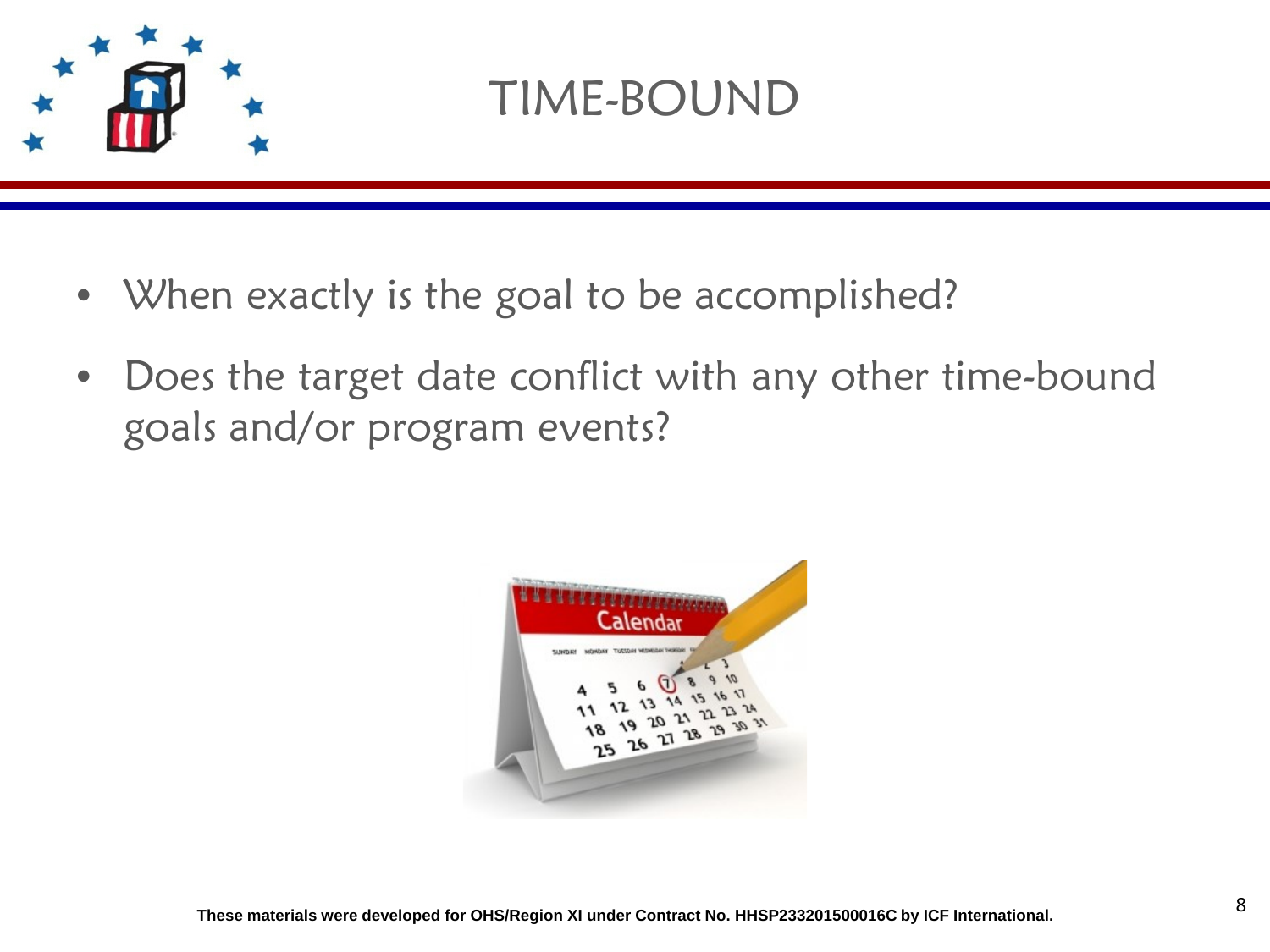# TIME-BOUND

- When exactly is the goal to be accomplished?
- Does the target date conflict with any other time-bound goals and/or program events?

**These materials were developed for OHS/Region XI under Contract No. HHSP233201500016C by ICF International.**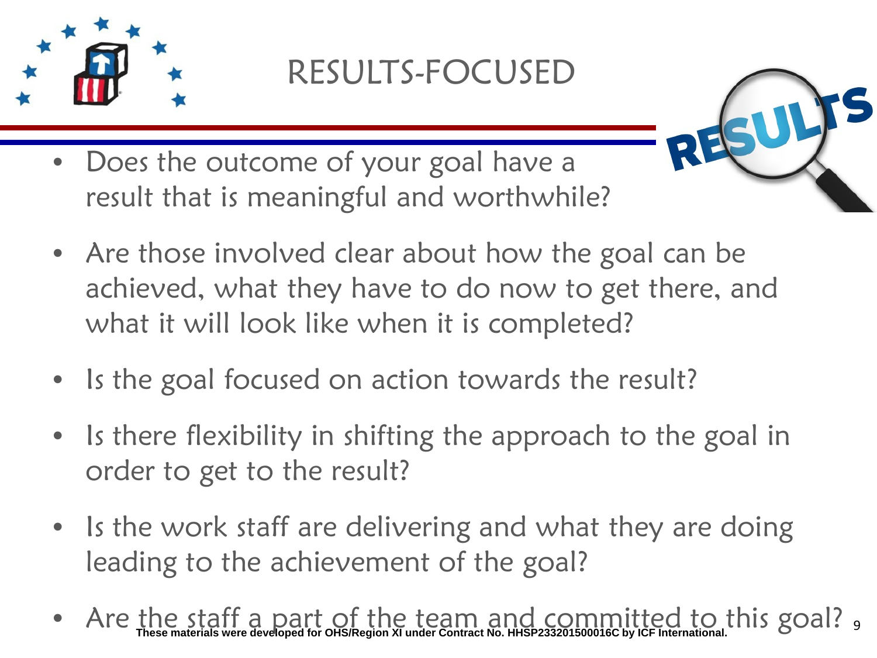# RESULTS-FOCUSED

- Does the outcome of your goal have a result that is meaningful and worthwhile?
- Are those involved clear about how the goal can be achieved, what they have to do now to get there, and what it will look like when it is completed?
- Is the goal focused on action towards the result?
- Is there flexibility in shifting the approach to the goal in order to get to the result?
- Is the work staff are delivering and what they are doing leading to the achievement of the goal?
- Are the staff a part of the team and committed to this goal?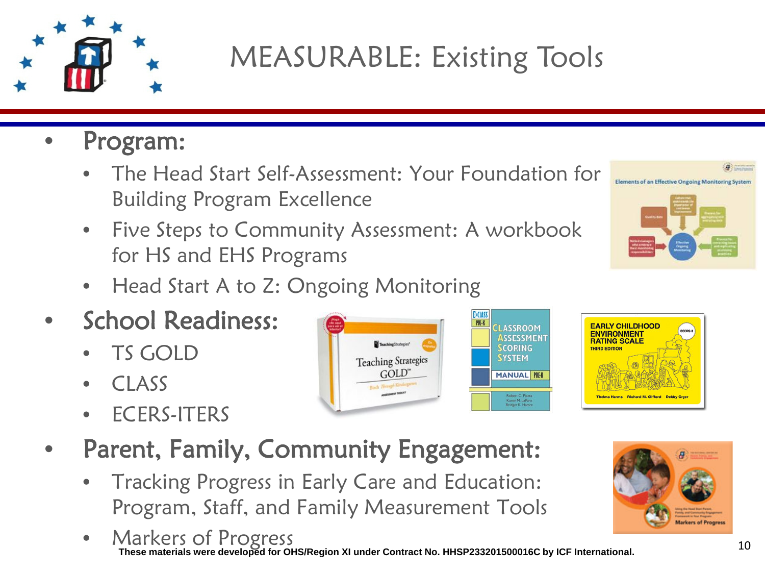# MEASURABLE: Existing Tools

- **Program:**
  - The Head Start Self-Assessment: Your Foundation for Building Program Excellence
  - Five Steps to Community Assessment: A workbook for HS and EHS Programs
  - Head Start A to Z: Ongoing Monitoring
- **School Readiness:**
  - TS GOLD
  - CLASS
  - ECERS-ITERS
- **Parent, Family, Community Engagement:**
  - Tracking Progress in Early Care and Education: Program, Staff, and Family Measurement Tools
  - Markers of Progress

These materials were developed for OHS/Region XI under Contract No. HHSP233201500016C by ICF International.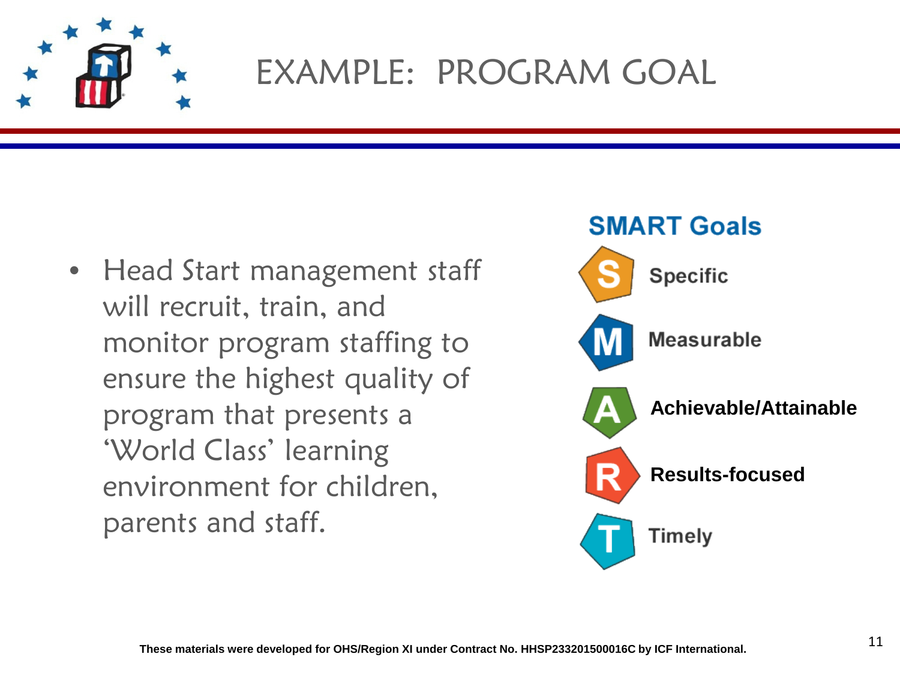# EXAMPLE: PROGRAM GOAL

- Head Start management staff will recruit, train, and monitor program staffing to ensure the highest quality of program that presents a 'World Class' learning environment for children, parents and staff.

## SMART Goals

- **S** Specific
- **M** Measurable
- **A** Achievable/Attainable
- **R** Results-focused
- **T** Timely

These materials were developed for OHS/Region XI under Contract No. HHSP233201500016C by ICF International.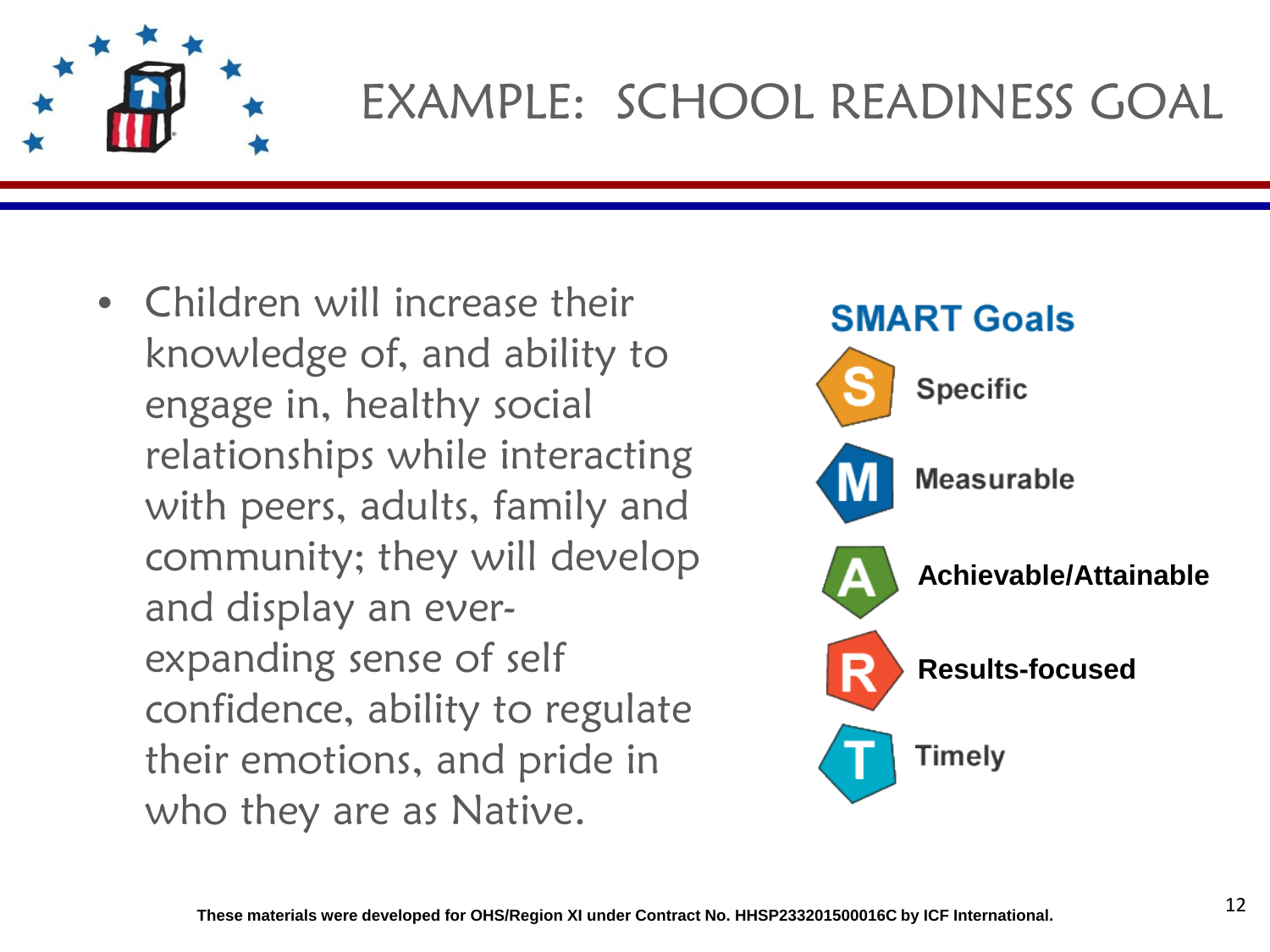# EXAMPLE: SCHOOL READINESS GOAL

- Children will increase their knowledge of, and ability to engage in, healthy social relationships while interacting with peers, adults, family and community; they will develop and display an ever-expanding sense of self confidence, ability to regulate their emotions, and pride in who they are as Native.

**SMART Goals**

- **S** Specific
- **M** Measurable
- **A** Achievable/Attainable
- **R** Results-focused
- **T** Timely

**These materials were developed for OHS/Region XI under Contract No. HHSP233201500016C by ICF International.**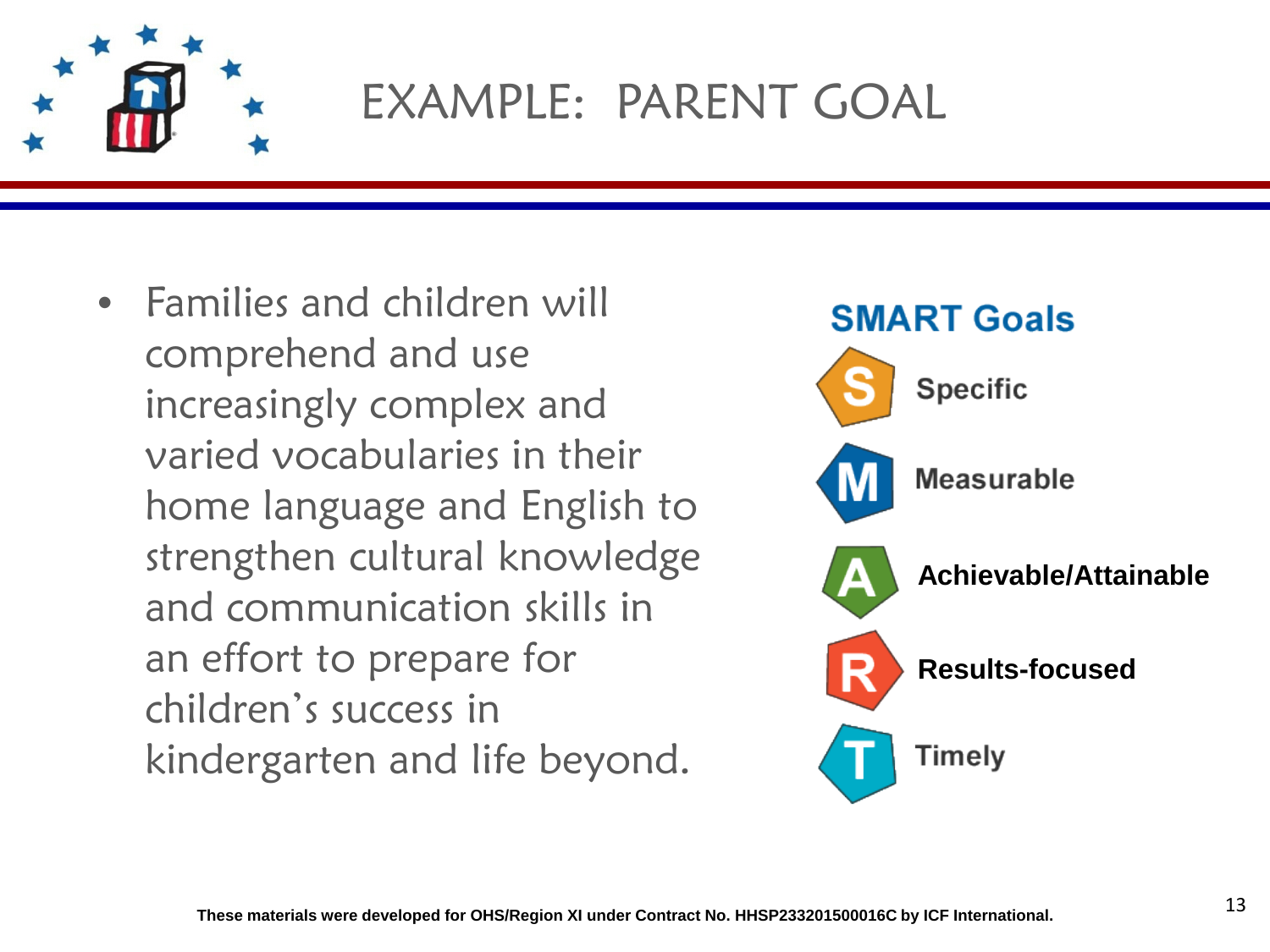# EXAMPLE: PARENT GOAL

- Families and children will comprehend and use increasingly complex and varied vocabularies in their home language and English to strengthen cultural knowledge and communication skills in an effort to prepare for children's success in kindergarten and life beyond.

**SMART Goals**

- **S** Specific
- **M** Measurable
- **A** Achievable/Attainable
- **R** Results-focused
- **T** Timely

**These materials were developed for OHS/Region XI under Contract No. HHSP233201500016C by ICF International.**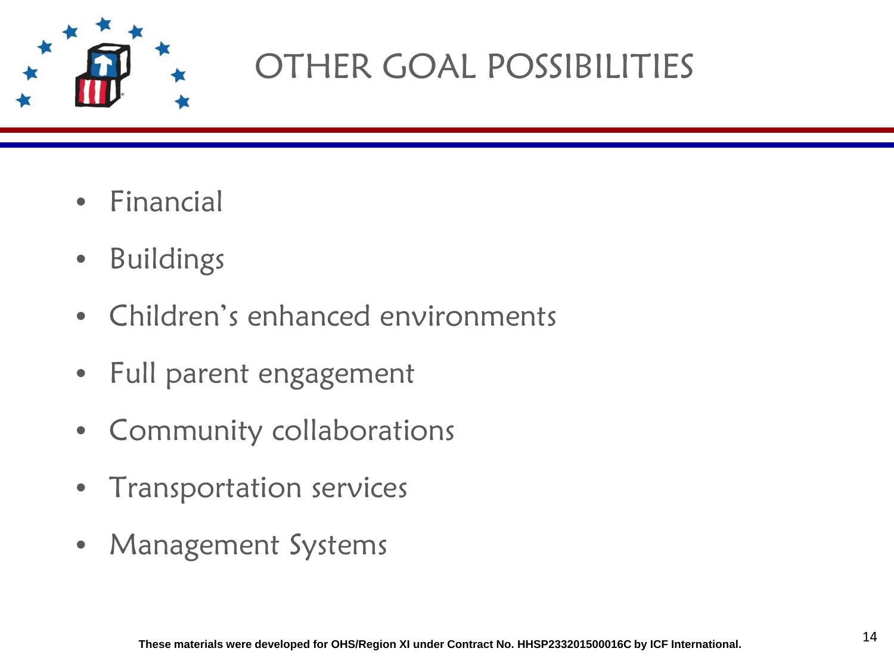# OTHER GOAL POSSIBILITIES

- Financial
- Buildings
- Children's enhanced environments
- Full parent engagement
- Community collaborations
- Transportation services
- Management Systems

**These materials were developed for OHS/Region XI under Contract No. HHSP233201500016C by ICF International.**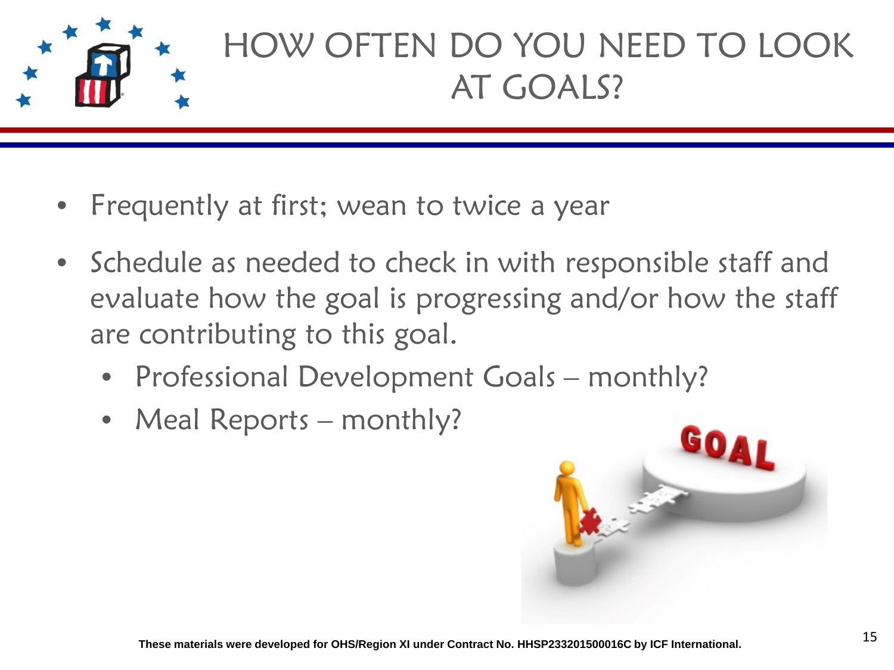# HOW OFTEN DO YOU NEED TO LOOK AT GOALS?

- Frequently at first; wean to twice a year
- Schedule as needed to check in with responsible staff and evaluate how the goal is progressing and/or how the staff are contributing to this goal.
  - Professional Development Goals – monthly?
  - Meal Reports – monthly?

These materials were developed for OHS/Region XI under Contract No. HHSP233201500016C by ICF International.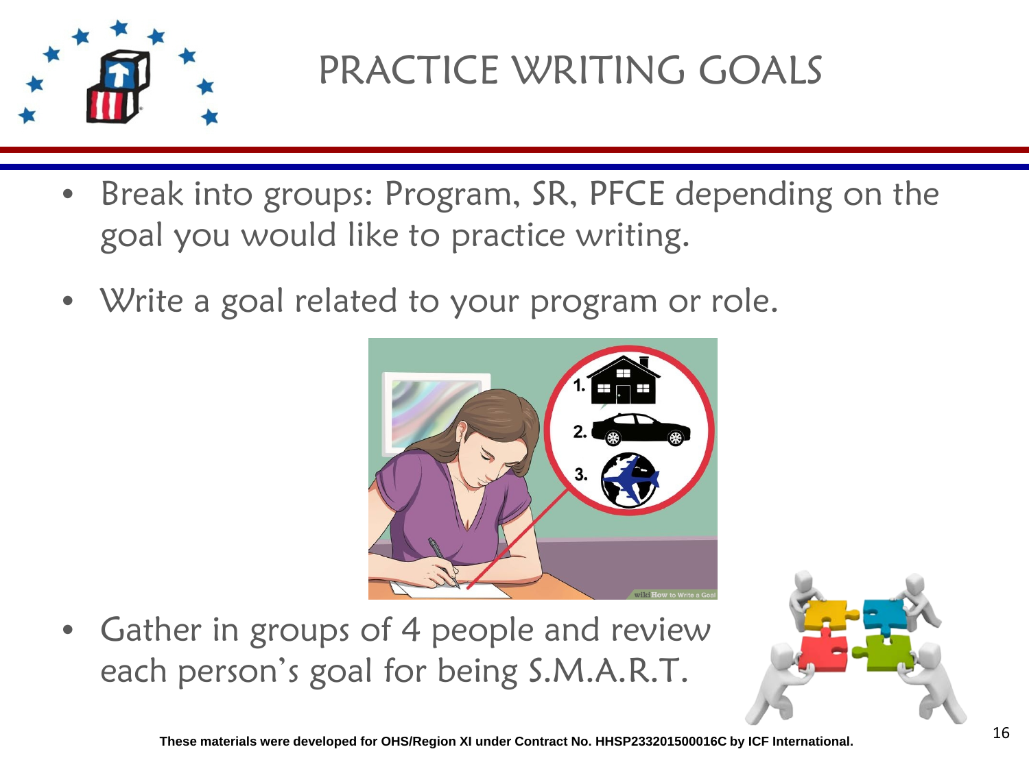# PRACTICE WRITING GOALS

- Break into groups: Program, SR, PFCE depending on the goal you would like to practice writing.
- Write a goal related to your program or role.
- Gather in groups of 4 people and review each person's goal for being S.M.A.R.T.

**These materials were developed for OHS/Region XI under Contract No. HHSP233201500016C by ICF International.**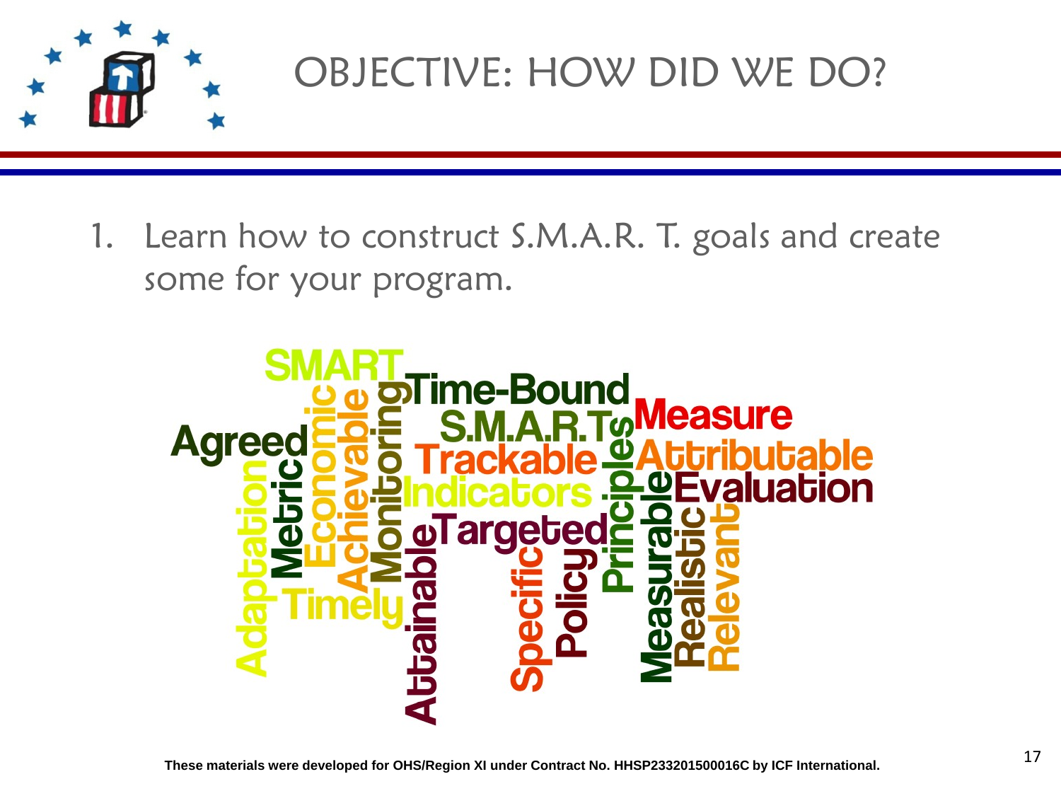# OBJECTIVE: HOW DID WE DO?

1. Learn how to construct S.M.A.R. T. goals and create some for your program.

SMART Time-Bound S.M.A.R.T. Measure Agreed Trackable Attributable Indicators Evaluation Targeted Adaptation Metric Economic Achievable Monitoring Timely Attainable Specific Policy Principles Measurable Realistic Relevant

These materials were developed for OHS/Region XI under Contract No. HHSP233201500016C by ICF International.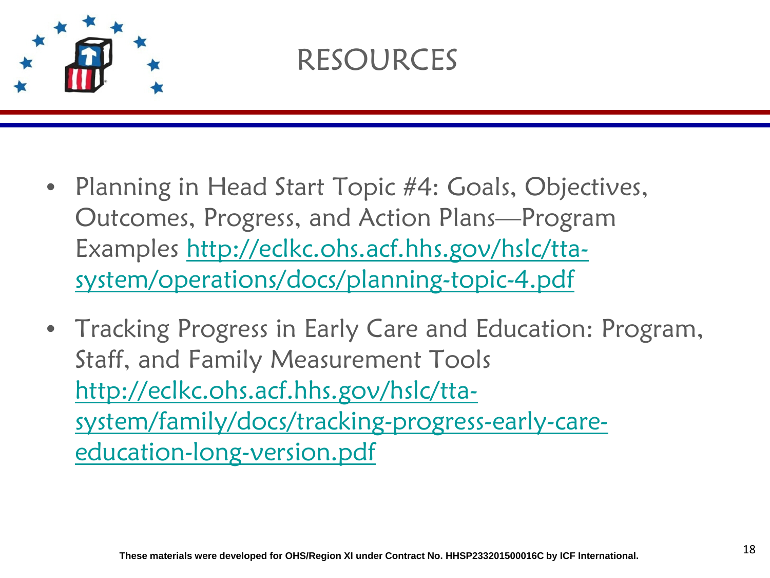# RESOURCES

- Planning in Head Start Topic #4: Goals, Objectives, Outcomes, Progress, and Action Plans—Program Examples http://eclkc.ohs.acf.hhs.gov/hslc/tta-system/operations/docs/planning-topic-4.pdf
- Tracking Progress in Early Care and Education: Program, Staff, and Family Measurement Tools http://eclkc.ohs.acf.hhs.gov/hslc/tta-system/family/docs/tracking-progress-early-care-education-long-version.pdf

**These materials were developed for OHS/Region XI under Contract No. HHSP233201500016C by ICF International.**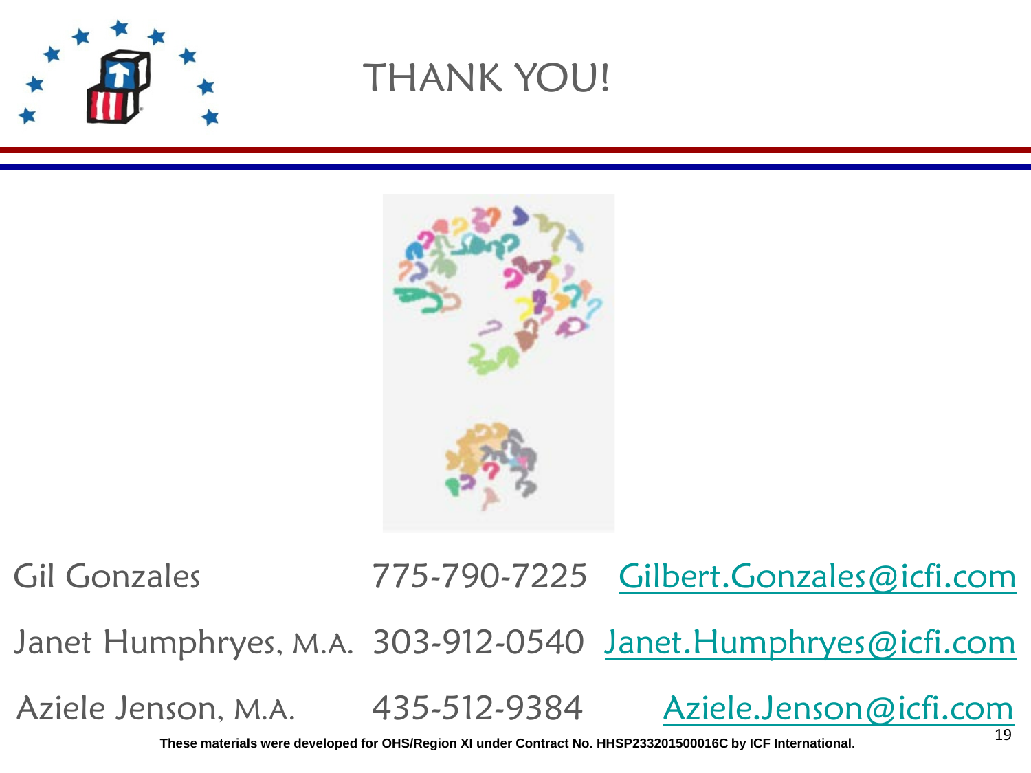# THANK YOU!

| | | |
|---|---|---|
| Gil Gonzales | 775-790-7225 | Gilbert.Gonzales@icfi.com |
| Janet Humphryes, M.A. | 303-912-0540 | Janet.Humphryes@icfi.com |
| Aziele Jenson, M.A. | 435-512-9384 | Aziele.Jenson@icfi.com |

**These materials were developed for OHS/Region XI under Contract No. HHSP233201500016C by ICF International.**